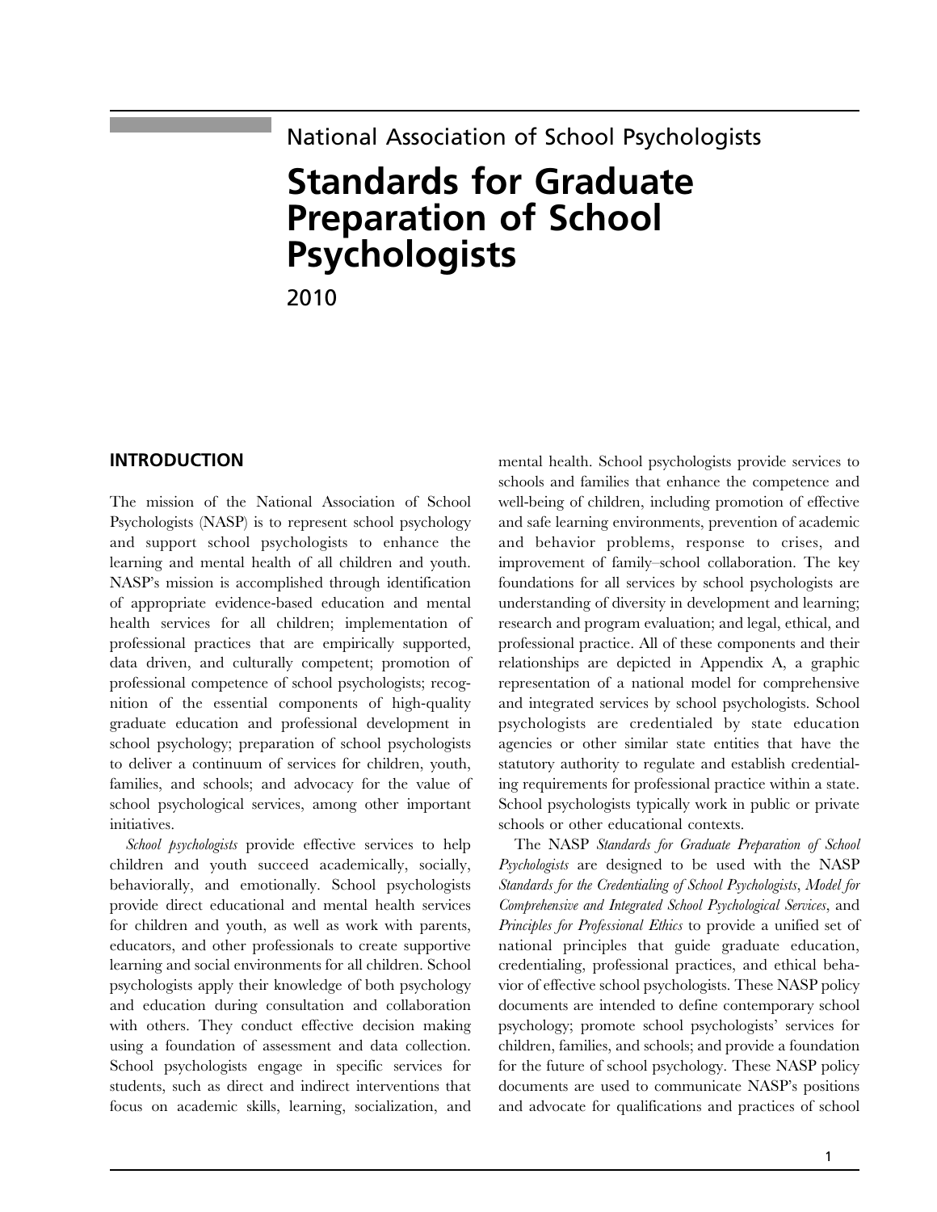National Association of School Psychologists

# Standards for Graduate Preparation of School Psychologists

2010

## INTRODUCTION

The mission of the National Association of School Psychologists (NASP) is to represent school psychology and support school psychologists to enhance the learning and mental health of all children and youth. NASP's mission is accomplished through identification of appropriate evidence-based education and mental health services for all children; implementation of professional practices that are empirically supported, data driven, and culturally competent; promotion of professional competence of school psychologists; recognition of the essential components of high-quality graduate education and professional development in school psychology; preparation of school psychologists to deliver a continuum of services for children, youth, families, and schools; and advocacy for the value of school psychological services, among other important initiatives.

*School psychologists* provide effective services to help children and youth succeed academically, socially, behaviorally, and emotionally. School psychologists provide direct educational and mental health services for children and youth, as well as work with parents, educators, and other professionals to create supportive learning and social environments for all children. School psychologists apply their knowledge of both psychology and education during consultation and collaboration with others. They conduct effective decision making using a foundation of assessment and data collection. School psychologists engage in specific services for students, such as direct and indirect interventions that focus on academic skills, learning, socialization, and mental health. School psychologists provide services to schools and families that enhance the competence and well-being of children, including promotion of effective and safe learning environments, prevention of academic and behavior problems, response to crises, and improvement of family–school collaboration. The key foundations for all services by school psychologists are understanding of diversity in development and learning; research and program evaluation; and legal, ethical, and professional practice. All of these components and their relationships are depicted in Appendix A, a graphic representation of a national model for comprehensive and integrated services by school psychologists. School psychologists are credentialed by state education agencies or other similar state entities that have the statutory authority to regulate and establish credentialing requirements for professional practice within a state. School psychologists typically work in public or private schools or other educational contexts.

The NASP *Standards for Graduate Preparation of School Psychologists* are designed to be used with the NASP *Standards for the Credentialing of School Psychologists*, *Model for Comprehensive and Integrated School Psychological Services*, and *Principles for Professional Ethics* to provide a unified set of national principles that guide graduate education, credentialing, professional practices, and ethical behavior of effective school psychologists. These NASP policy documents are intended to define contemporary school psychology; promote school psychologists' services for children, families, and schools; and provide a foundation for the future of school psychology. These NASP policy documents are used to communicate NASP's positions and advocate for qualifications and practices of school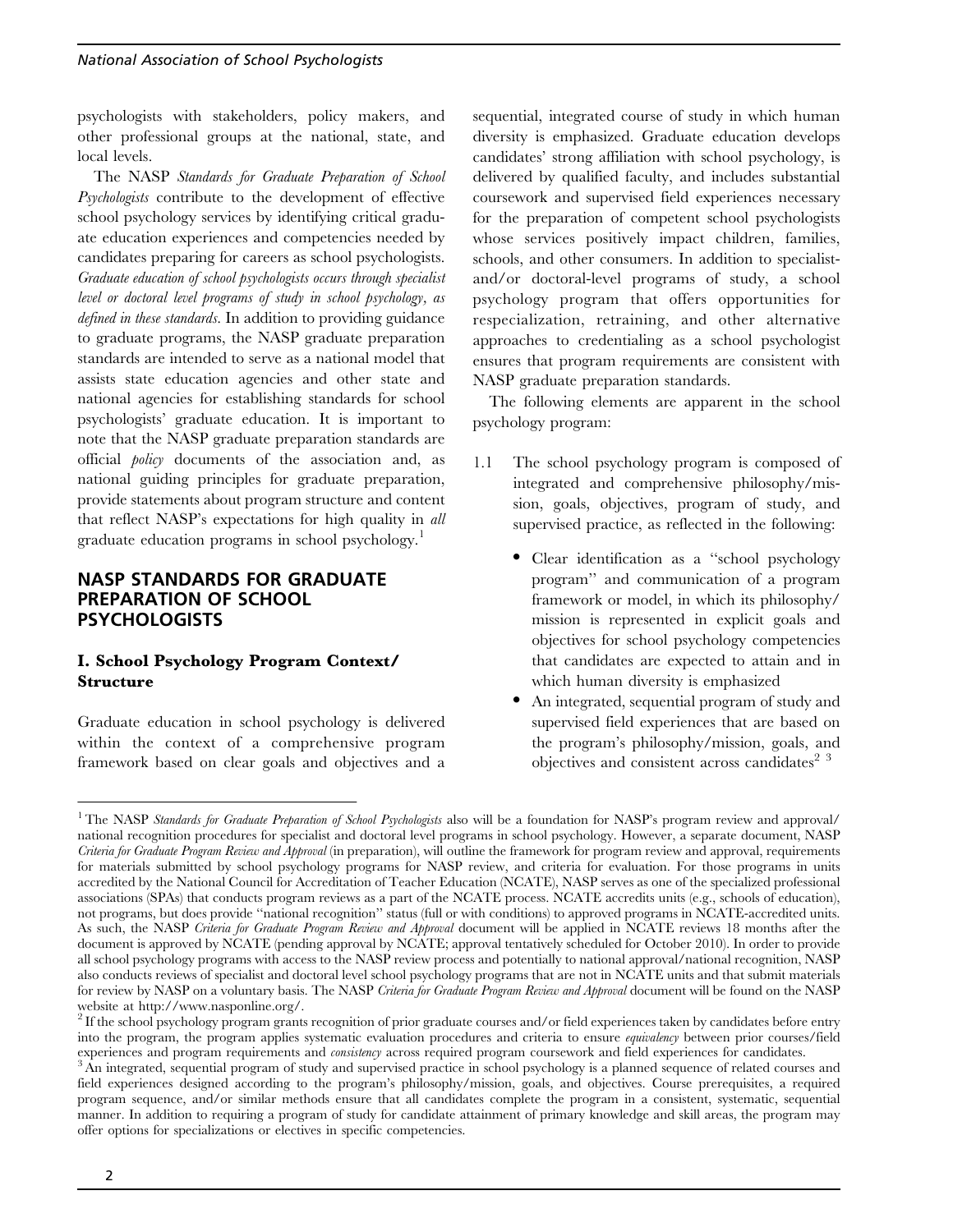psychologists with stakeholders, policy makers, and other professional groups at the national, state, and local levels.

The NASP *Standards for Graduate Preparation of School Psychologists* contribute to the development of effective school psychology services by identifying critical graduate education experiences and competencies needed by candidates preparing for careers as school psychologists. *Graduate education of school psychologists occurs through specialist level or doctoral level programs of study in school psychology, as defined in these standards.* In addition to providing guidance to graduate programs, the NASP graduate preparation standards are intended to serve as a national model that assists state education agencies and other state and national agencies for establishing standards for school psychologists' graduate education. It is important to note that the NASP graduate preparation standards are official *policy* documents of the association and, as national guiding principles for graduate preparation, provide statements about program structure and content that reflect NASP's expectations for high quality in *all* graduate education programs in school psychology.[1]

## NASP STANDARDS FOR GRADUATE PREPARATION OF SCHOOL PSYCHOLOGISTS

### I. School Psychology Program Context/Structure

Graduate education in school psychology is delivered within the context of a comprehensive program framework based on clear goals and objectives and a sequential, integrated course of study in which human diversity is emphasized. Graduate education develops candidates' strong affiliation with school psychology, is delivered by qualified faculty, and includes substantial coursework and supervised field experiences necessary for the preparation of competent school psychologists whose services positively impact children, families, schools, and other consumers. In addition to specialist- and/or doctoral-level programs of study, a school psychology program that offers opportunities for respecialization, retraining, and other alternative approaches to credentialing as a school psychologist ensures that program requirements are consistent with NASP graduate preparation standards.

The following elements are apparent in the school psychology program:

1.1 The school psychology program is composed of integrated and comprehensive philosophy/mission, goals, objectives, program of study, and supervised practice, as reflected in the following:

- Clear identification as a "school psychology program" and communication of a program framework or model, in which its philosophy/mission is represented in explicit goals and objectives for school psychology competencies that candidates are expected to attain and in which human diversity is emphasized
- An integrated, sequential program of study and supervised field experiences that are based on the program's philosophy/mission, goals, and objectives and consistent across candidates[2] [3]

---

[1] The NASP *Standards for Graduate Preparation of School Psychologists* also will be a foundation for NASP's program review and approval/national recognition procedures for specialist and doctoral level programs in school psychology. However, a separate document, NASP *Criteria for Graduate Program Review and Approval* (in preparation), will outline the framework for program review and approval, requirements for materials submitted by school psychology programs for NASP review, and criteria for evaluation. For those programs in units accredited by the National Council for Accreditation of Teacher Education (NCATE), NASP serves as one of the specialized professional associations (SPAs) that conducts program reviews as a part of the NCATE process. NCATE accredits units (e.g., schools of education), not programs, but does provide "national recognition" status (full or with conditions) to approved programs in NCATE-accredited units. As such, the NASP *Criteria for Graduate Program Review and Approval* document will be applied in NCATE reviews 18 months after the document is approved by NCATE (pending approval by NCATE; approval tentatively scheduled for October 2010). In order to provide all school psychology programs with access to the NASP review process and potentially to national approval/national recognition, NASP also conducts reviews of specialist and doctoral level school psychology programs that are not in NCATE units and that submit materials for review by NASP on a voluntary basis. The NASP *Criteria for Graduate Program Review and Approval* document will be found on the NASP website at http://www.nasponline.org/.

[2] If the school psychology program grants recognition of prior graduate courses and/or field experiences taken by candidates before entry into the program, the program applies systematic evaluation procedures and criteria to ensure *equivalency* between prior courses/field experiences and program requirements and *consistency* across required program coursework and field experiences for candidates.

[3] An integrated, sequential program of study and supervised practice in school psychology is a planned sequence of related courses and field experiences designed according to the program's philosophy/mission, goals, and objectives. Course prerequisites, a required program sequence, and/or similar methods ensure that all candidates complete the program in a consistent, systematic, sequential manner. In addition to requiring a program of study for candidate attainment of primary knowledge and skill areas, the program may offer options for specializations or electives in specific competencies.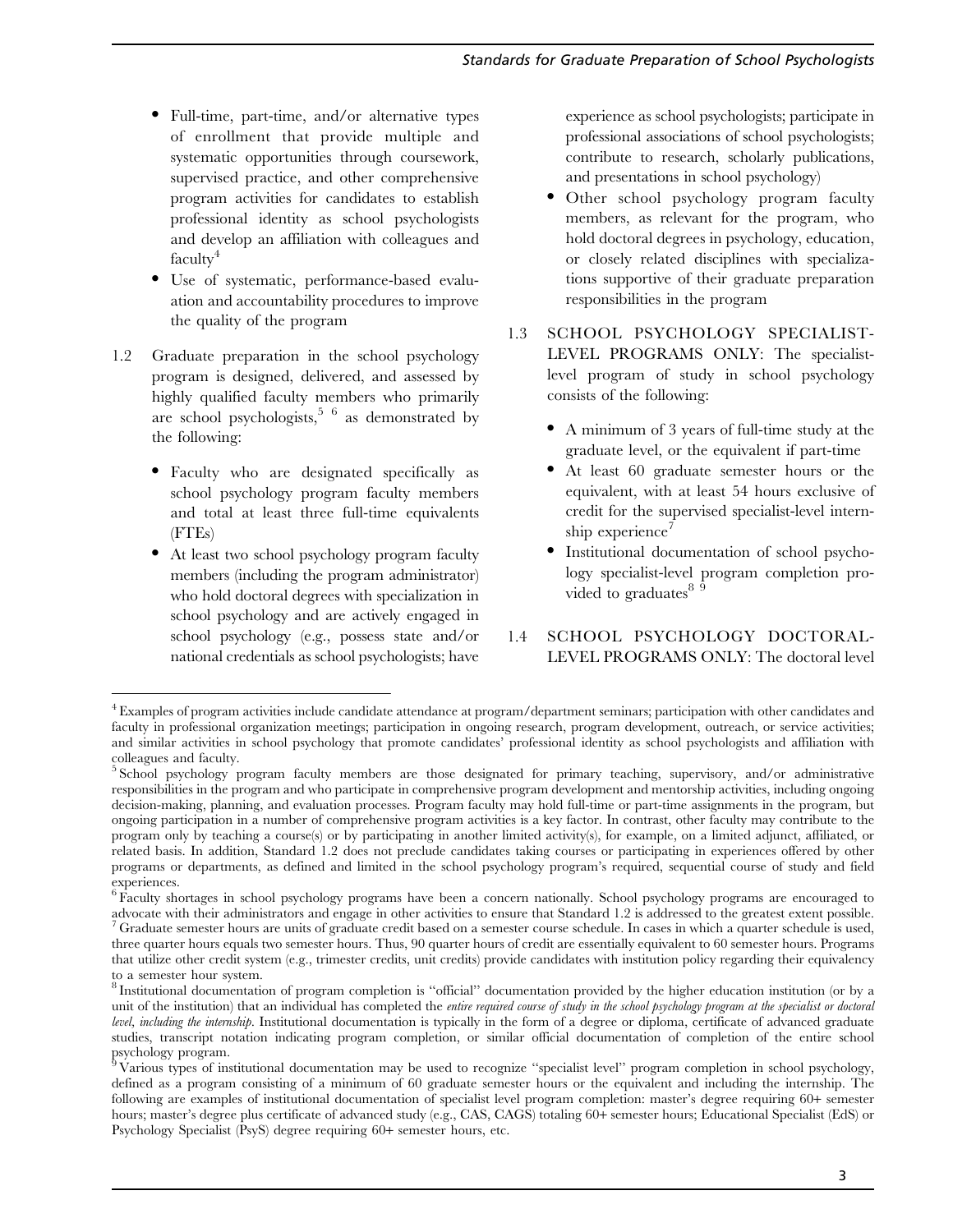- Full-time, part-time, and/or alternative types of enrollment that provide multiple and systematic opportunities through coursework, supervised practice, and other comprehensive program activities for candidates to establish professional identity as school psychologists and develop an affiliation with colleagues and faculty[4]
- Use of systematic, performance-based evaluation and accountability procedures to improve the quality of the program

1.2 Graduate preparation in the school psychology program is designed, delivered, and assessed by highly qualified faculty members who primarily are school psychologists,[5] [6] as demonstrated by the following:

- Faculty who are designated specifically as school psychology program faculty members and total at least three full-time equivalents (FTEs)
- At least two school psychology program faculty members (including the program administrator) who hold doctoral degrees with specialization in school psychology and are actively engaged in school psychology (e.g., possess state and/or national credentials as school psychologists; have experience as school psychologists; participate in professional associations of school psychologists; contribute to research, scholarly publications, and presentations in school psychology)
- Other school psychology program faculty members, as relevant for the program, who hold doctoral degrees in psychology, education, or closely related disciplines with specializations supportive of their graduate preparation responsibilities in the program

1.3 SCHOOL PSYCHOLOGY SPECIALIST-LEVEL PROGRAMS ONLY: The specialist-level program of study in school psychology consists of the following:

- A minimum of 3 years of full-time study at the graduate level, or the equivalent if part-time
- At least 60 graduate semester hours or the equivalent, with at least 54 hours exclusive of credit for the supervised specialist-level internship experience[7]
- Institutional documentation of school psychology specialist-level program completion provided to graduates[8] [9]

1.4 SCHOOL PSYCHOLOGY DOCTORAL-LEVEL PROGRAMS ONLY: The doctoral level

---

[4] Examples of program activities include candidate attendance at program/department seminars; participation with other candidates and faculty in professional organization meetings; participation in ongoing research, program development, outreach, or service activities; and similar activities in school psychology that promote candidates' professional identity as school psychologists and affiliation with colleagues and faculty.

[5] School psychology program faculty members are those designated for primary teaching, supervisory, and/or administrative responsibilities in the program and who participate in comprehensive program development and mentorship activities, including ongoing decision-making, planning, and evaluation processes. Program faculty may hold full-time or part-time assignments in the program, but ongoing participation in a number of comprehensive program activities is a key factor. In contrast, other faculty may contribute to the program only by teaching a course(s) or by participating in another limited activity(s), for example, on a limited adjunct, affiliated, or related basis. In addition, Standard 1.2 does not preclude candidates taking courses or participating in experiences offered by other programs or departments, as defined and limited in the school psychology program's required, sequential course of study and field experiences.

[6] Faculty shortages in school psychology programs have been a concern nationally. School psychology programs are encouraged to advocate with their administrators and engage in other activities to ensure that Standard 1.2 is addressed to the greatest extent possible.

[7] Graduate semester hours are units of graduate credit based on a semester course schedule. In cases in which a quarter schedule is used, three quarter hours equals two semester hours. Thus, 90 quarter hours of credit are essentially equivalent to 60 semester hours. Programs that utilize other credit system (e.g., trimester credits, unit credits) provide candidates with institution policy regarding their equivalency to a semester hour system.

[8] Institutional documentation of program completion is "official" documentation provided by the higher education institution (or by a unit of the institution) that an individual has completed the *entire required course of study in the school psychology program at the specialist or doctoral level, including the internship*. Institutional documentation is typically in the form of a degree or diploma, certificate of advanced graduate studies, transcript notation indicating program completion, or similar official documentation of completion of the entire school psychology program.

[9] Various types of institutional documentation may be used to recognize "specialist level" program completion in school psychology, defined as a program consisting of a minimum of 60 graduate semester hours or the equivalent and including the internship. The following are examples of institutional documentation of specialist level program completion: master's degree requiring 60+ semester hours; master's degree plus certificate of advanced study (e.g., CAS, CAGS) totaling 60+ semester hours; Educational Specialist (EdS) or Psychology Specialist (PsyS) degree requiring 60+ semester hours, etc.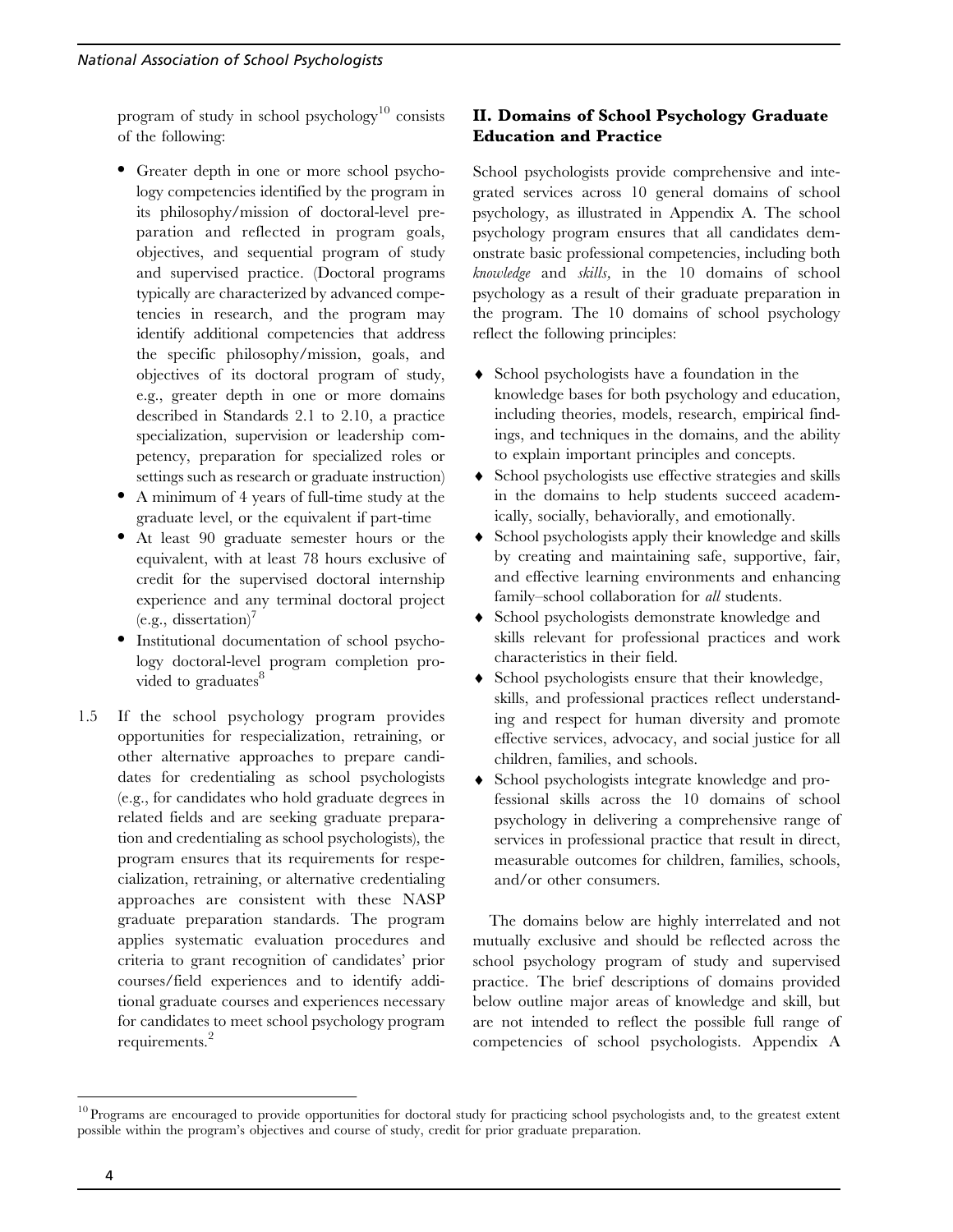program of study in school psychology[10] consists of the following:

- Greater depth in one or more school psychology competencies identified by the program in its philosophy/mission of doctoral-level preparation and reflected in program goals, objectives, and sequential program of study and supervised practice. (Doctoral programs typically are characterized by advanced competencies in research, and the program may identify additional competencies that address the specific philosophy/mission, goals, and objectives of its doctoral program of study, e.g., greater depth in one or more domains described in Standards 2.1 to 2.10, a practice specialization, supervision or leadership competency, preparation for specialized roles or settings such as research or graduate instruction)
- A minimum of 4 years of full-time study at the graduate level, or the equivalent if part-time
- At least 90 graduate semester hours or the equivalent, with at least 78 hours exclusive of credit for the supervised doctoral internship experience and any terminal doctoral project (e.g., dissertation)[7]
- Institutional documentation of school psychology doctoral-level program completion provided to graduates[8]

1.5 If the school psychology program provides opportunities for respecialization, retraining, or other alternative approaches to prepare candidates for credentialing as school psychologists (e.g., for candidates who hold graduate degrees in related fields and are seeking graduate preparation and credentialing as school psychologists), the program ensures that its requirements for respecialization, retraining, or alternative credentialing approaches are consistent with these NASP graduate preparation standards. The program applies systematic evaluation procedures and criteria to grant recognition of candidates' prior courses/field experiences and to identify additional graduate courses and experiences necessary for candidates to meet school psychology program requirements.[2]

## II. Domains of School Psychology Graduate Education and Practice

School psychologists provide comprehensive and integrated services across 10 general domains of school psychology, as illustrated in Appendix A. The school psychology program ensures that all candidates demonstrate basic professional competencies, including both *knowledge* and *skills*, in the 10 domains of school psychology as a result of their graduate preparation in the program. The 10 domains of school psychology reflect the following principles:

- School psychologists have a foundation in the knowledge bases for both psychology and education, including theories, models, research, empirical findings, and techniques in the domains, and the ability to explain important principles and concepts.
- School psychologists use effective strategies and skills in the domains to help students succeed academically, socially, behaviorally, and emotionally.
- School psychologists apply their knowledge and skills by creating and maintaining safe, supportive, fair, and effective learning environments and enhancing family–school collaboration for *all* students.
- School psychologists demonstrate knowledge and skills relevant for professional practices and work characteristics in their field.
- School psychologists ensure that their knowledge, skills, and professional practices reflect understanding and respect for human diversity and promote effective services, advocacy, and social justice for all children, families, and schools.
- School psychologists integrate knowledge and professional skills across the 10 domains of school psychology in delivering a comprehensive range of services in professional practice that result in direct, measurable outcomes for children, families, schools, and/or other consumers.

The domains below are highly interrelated and not mutually exclusive and should be reflected across the school psychology program of study and supervised practice. The brief descriptions of domains provided below outline major areas of knowledge and skill, but are not intended to reflect the possible full range of competencies of school psychologists. Appendix A

[10] Programs are encouraged to provide opportunities for doctoral study for practicing school psychologists and, to the greatest extent possible within the program's objectives and course of study, credit for prior graduate preparation.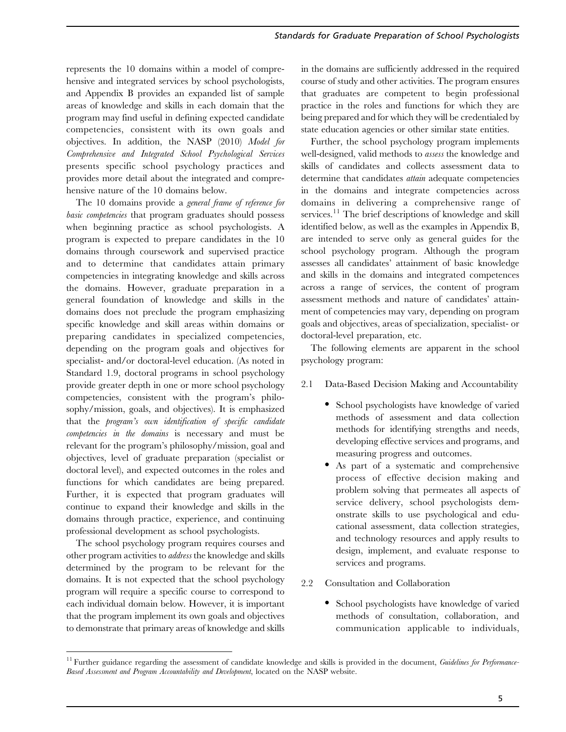represents the 10 domains within a model of comprehensive and integrated services by school psychologists, and Appendix B provides an expanded list of sample areas of knowledge and skills in each domain that the program may find useful in defining expected candidate competencies, consistent with its own goals and objectives. In addition, the NASP (2010) *Model for Comprehensive and Integrated School Psychological Services* presents specific school psychology practices and provides more detail about the integrated and comprehensive nature of the 10 domains below.

The 10 domains provide a *general frame of reference for basic competencies* that program graduates should possess when beginning practice as school psychologists. A program is expected to prepare candidates in the 10 domains through coursework and supervised practice and to determine that candidates attain primary competencies in integrating knowledge and skills across the domains. However, graduate preparation in a general foundation of knowledge and skills in the domains does not preclude the program emphasizing specific knowledge and skill areas within domains or preparing candidates in specialized competencies, depending on the program goals and objectives for specialist- and/or doctoral-level education. (As noted in Standard 1.9, doctoral programs in school psychology provide greater depth in one or more school psychology competencies, consistent with the program's philosophy/mission, goals, and objectives). It is emphasized that the *program's own identification of specific candidate competencies in the domains* is necessary and must be relevant for the program's philosophy/mission, goal and objectives, level of graduate preparation (specialist or doctoral level), and expected outcomes in the roles and functions for which candidates are being prepared. Further, it is expected that program graduates will continue to expand their knowledge and skills in the domains through practice, experience, and continuing professional development as school psychologists.

The school psychology program requires courses and other program activities to *address* the knowledge and skills determined by the program to be relevant for the domains. It is not expected that the school psychology program will require a specific course to correspond to each individual domain below. However, it is important that the program implement its own goals and objectives to demonstrate that primary areas of knowledge and skills in the domains are sufficiently addressed in the required course of study and other activities. The program ensures that graduates are competent to begin professional practice in the roles and functions for which they are being prepared and for which they will be credentialed by state education agencies or other similar state entities.

Further, the school psychology program implements well-designed, valid methods to *assess* the knowledge and skills of candidates and collects assessment data to determine that candidates *attain* adequate competencies in the domains and integrate competencies across domains in delivering a comprehensive range of services.[11] The brief descriptions of knowledge and skill identified below, as well as the examples in Appendix B, are intended to serve only as general guides for the school psychology program. Although the program assesses all candidates' attainment of basic knowledge and skills in the domains and integrated competences across a range of services, the content of program assessment methods and nature of candidates' attainment of competencies may vary, depending on program goals and objectives, areas of specialization, specialist- or doctoral-level preparation, etc.

The following elements are apparent in the school psychology program:

2.1 Data-Based Decision Making and Accountability

- School psychologists have knowledge of varied methods of assessment and data collection methods for identifying strengths and needs, developing effective services and programs, and measuring progress and outcomes.
- As part of a systematic and comprehensive process of effective decision making and problem solving that permeates all aspects of service delivery, school psychologists demonstrate skills to use psychological and educational assessment, data collection strategies, and technology resources and apply results to design, implement, and evaluate response to services and programs.

2.2 Consultation and Collaboration

- School psychologists have knowledge of varied methods of consultation, collaboration, and communication applicable to individuals,

[11] Further guidance regarding the assessment of candidate knowledge and skills is provided in the document, *Guidelines for Performance-Based Assessment and Program Accountability and Development*, located on the NASP website.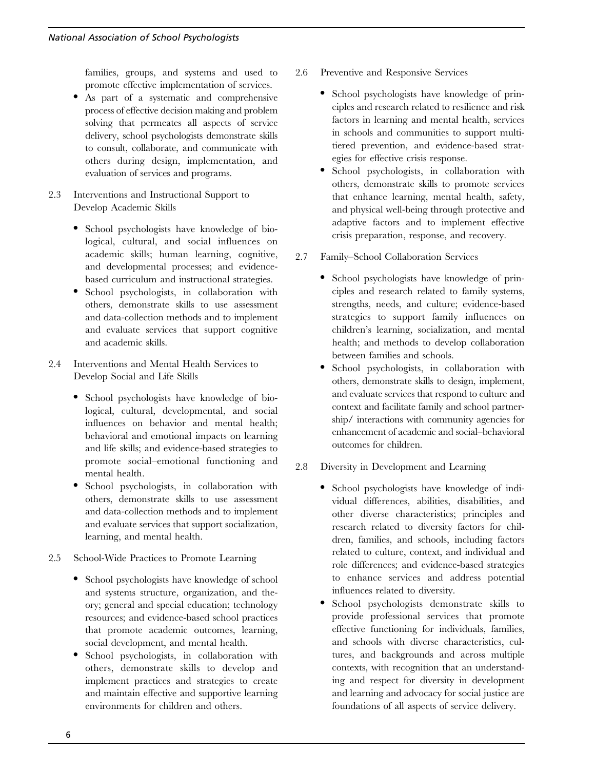families, groups, and systems and used to promote effective implementation of services.

- As part of a systematic and comprehensive process of effective decision making and problem solving that permeates all aspects of service delivery, school psychologists demonstrate skills to consult, collaborate, and communicate with others during design, implementation, and evaluation of services and programs.

2.3 Interventions and Instructional Support to Develop Academic Skills

- School psychologists have knowledge of biological, cultural, and social influences on academic skills; human learning, cognitive, and developmental processes; and evidence-based curriculum and instructional strategies.
- School psychologists, in collaboration with others, demonstrate skills to use assessment and data-collection methods and to implement and evaluate services that support cognitive and academic skills.

2.4 Interventions and Mental Health Services to Develop Social and Life Skills

- School psychologists have knowledge of biological, cultural, developmental, and social influences on behavior and mental health; behavioral and emotional impacts on learning and life skills; and evidence-based strategies to promote social–emotional functioning and mental health.
- School psychologists, in collaboration with others, demonstrate skills to use assessment and data-collection methods and to implement and evaluate services that support socialization, learning, and mental health.

2.5 School-Wide Practices to Promote Learning

- School psychologists have knowledge of school and systems structure, organization, and theory; general and special education; technology resources; and evidence-based school practices that promote academic outcomes, learning, social development, and mental health.
- School psychologists, in collaboration with others, demonstrate skills to develop and implement practices and strategies to create and maintain effective and supportive learning environments for children and others.

2.6 Preventive and Responsive Services

- School psychologists have knowledge of principles and research related to resilience and risk factors in learning and mental health, services in schools and communities to support multitiered prevention, and evidence-based strategies for effective crisis response.
- School psychologists, in collaboration with others, demonstrate skills to promote services that enhance learning, mental health, safety, and physical well-being through protective and adaptive factors and to implement effective crisis preparation, response, and recovery.

2.7 Family–School Collaboration Services

- School psychologists have knowledge of principles and research related to family systems, strengths, needs, and culture; evidence-based strategies to support family influences on children's learning, socialization, and mental health; and methods to develop collaboration between families and schools.
- School psychologists, in collaboration with others, demonstrate skills to design, implement, and evaluate services that respond to culture and context and facilitate family and school partnership/ interactions with community agencies for enhancement of academic and social–behavioral outcomes for children.

2.8 Diversity in Development and Learning

- School psychologists have knowledge of individual differences, abilities, disabilities, and other diverse characteristics; principles and research related to diversity factors for children, families, and schools, including factors related to culture, context, and individual and role differences; and evidence-based strategies to enhance services and address potential influences related to diversity.
- School psychologists demonstrate skills to provide professional services that promote effective functioning for individuals, families, and schools with diverse characteristics, cultures, and backgrounds and across multiple contexts, with recognition that an understanding and respect for diversity in development and learning and advocacy for social justice are foundations of all aspects of service delivery.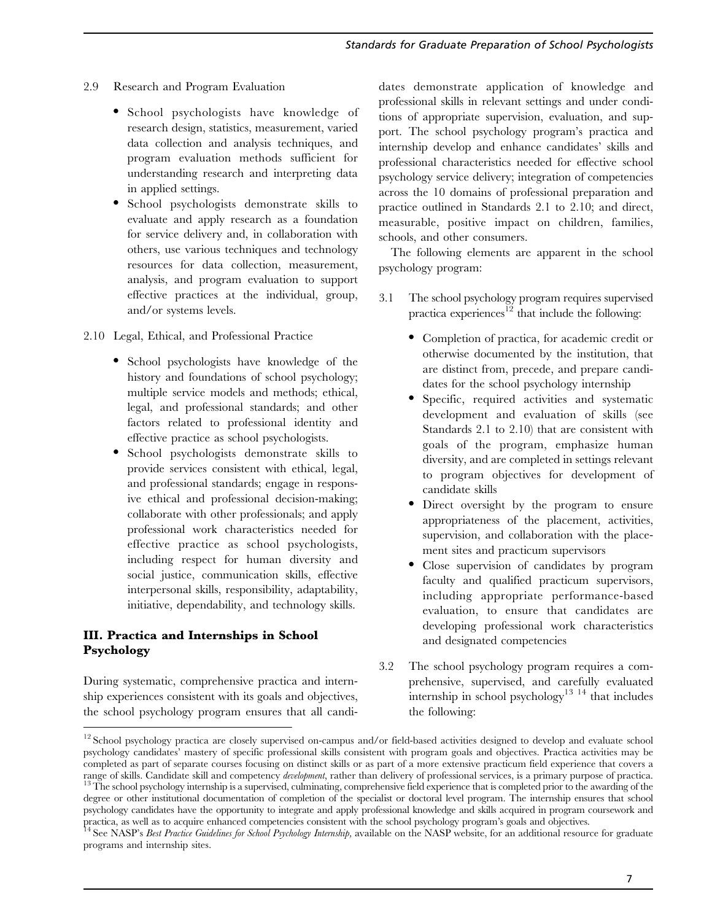2.9 Research and Program Evaluation

- School psychologists have knowledge of research design, statistics, measurement, varied data collection and analysis techniques, and program evaluation methods sufficient for understanding research and interpreting data in applied settings.
- School psychologists demonstrate skills to evaluate and apply research as a foundation for service delivery and, in collaboration with others, use various techniques and technology resources for data collection, measurement, analysis, and program evaluation to support effective practices at the individual, group, and/or systems levels.

2.10 Legal, Ethical, and Professional Practice

- School psychologists have knowledge of the history and foundations of school psychology; multiple service models and methods; ethical, legal, and professional standards; and other factors related to professional identity and effective practice as school psychologists.
- School psychologists demonstrate skills to provide services consistent with ethical, legal, and professional standards; engage in responsive ethical and professional decision-making; collaborate with other professionals; and apply professional work characteristics needed for effective practice as school psychologists, including respect for human diversity and social justice, communication skills, effective interpersonal skills, responsibility, adaptability, initiative, dependability, and technology skills.

## III. Practica and Internships in School Psychology

During systematic, comprehensive practica and internship experiences consistent with its goals and objectives, the school psychology program ensures that all candidates demonstrate application of knowledge and professional skills in relevant settings and under conditions of appropriate supervision, evaluation, and support. The school psychology program's practica and internship develop and enhance candidates' skills and professional characteristics needed for effective school psychology service delivery; integration of competencies across the 10 domains of professional preparation and practice outlined in Standards 2.1 to 2.10; and direct, measurable, positive impact on children, families, schools, and other consumers.

The following elements are apparent in the school psychology program:

3.1 The school psychology program requires supervised practica experiences[12] that include the following:

- Completion of practica, for academic credit or otherwise documented by the institution, that are distinct from, precede, and prepare candidates for the school psychology internship
- Specific, required activities and systematic development and evaluation of skills (see Standards 2.1 to 2.10) that are consistent with goals of the program, emphasize human diversity, and are completed in settings relevant to program objectives for development of candidate skills
- Direct oversight by the program to ensure appropriateness of the placement, activities, supervision, and collaboration with the placement sites and practicum supervisors
- Close supervision of candidates by program faculty and qualified practicum supervisors, including appropriate performance-based evaluation, to ensure that candidates are developing professional work characteristics and designated competencies

3.2 The school psychology program requires a comprehensive, supervised, and carefully evaluated internship in school psychology[13] [14] that includes the following:

[12] School psychology practica are closely supervised on-campus and/or field-based activities designed to develop and evaluate school psychology candidates' mastery of specific professional skills consistent with program goals and objectives. Practica activities may be completed as part of separate courses focusing on distinct skills or as part of a more extensive practicum field experience that covers a range of skills. Candidate skill and competency *development*, rather than delivery of professional services, is a primary purpose of practica.

[13] The school psychology internship is a supervised, culminating, comprehensive field experience that is completed prior to the awarding of the degree or other institutional documentation of completion of the specialist or doctoral level program. The internship ensures that school psychology candidates have the opportunity to integrate and apply professional knowledge and skills acquired in program coursework and practica, as well as to acquire enhanced competencies consistent with the school psychology program's goals and objectives.

[14] See NASP's *Best Practice Guidelines for School Psychology Internship*, available on the NASP website, for an additional resource for graduate programs and internship sites.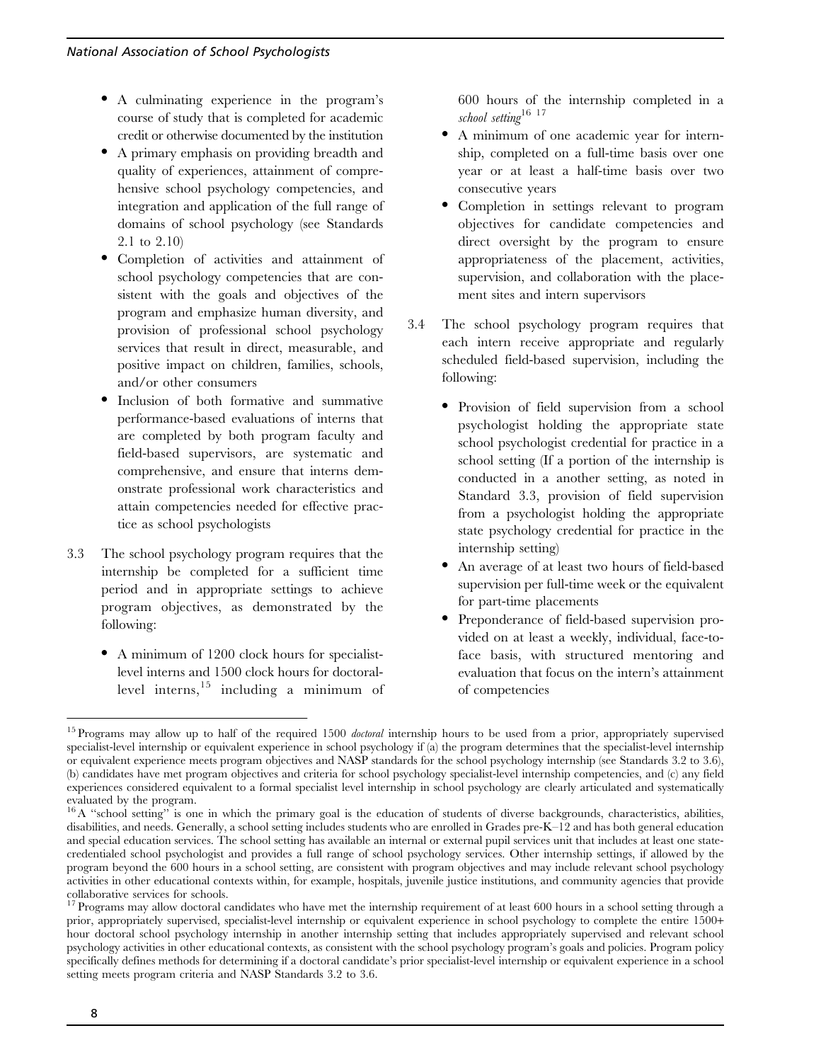- A culminating experience in the program's course of study that is completed for academic credit or otherwise documented by the institution
- A primary emphasis on providing breadth and quality of experiences, attainment of comprehensive school psychology competencies, and integration and application of the full range of domains of school psychology (see Standards 2.1 to 2.10)
- Completion of activities and attainment of school psychology competencies that are consistent with the goals and objectives of the program and emphasize human diversity, and provision of professional school psychology services that result in direct, measurable, and positive impact on children, families, schools, and/or other consumers
- Inclusion of both formative and summative performance-based evaluations of interns that are completed by both program faculty and field-based supervisors, are systematic and comprehensive, and ensure that interns demonstrate professional work characteristics and attain competencies needed for effective practice as school psychologists

3.3 The school psychology program requires that the internship be completed for a sufficient time period and in appropriate settings to achieve program objectives, as demonstrated by the following:

- A minimum of 1200 clock hours for specialist-level interns and 1500 clock hours for doctoral-level interns,[15] including a minimum of 600 hours of the internship completed in a *school setting*[16 17]
- A minimum of one academic year for internship, completed on a full-time basis over one year or at least a half-time basis over two consecutive years
- Completion in settings relevant to program objectives for candidate competencies and direct oversight by the program to ensure appropriateness of the placement, activities, supervision, and collaboration with the placement sites and intern supervisors

3.4 The school psychology program requires that each intern receive appropriate and regularly scheduled field-based supervision, including the following:

- Provision of field supervision from a school psychologist holding the appropriate state school psychologist credential for practice in a school setting (If a portion of the internship is conducted in a another setting, as noted in Standard 3.3, provision of field supervision from a psychologist holding the appropriate state psychology credential for practice in the internship setting)
- An average of at least two hours of field-based supervision per full-time week or the equivalent for part-time placements
- Preponderance of field-based supervision provided on at least a weekly, individual, face-to-face basis, with structured mentoring and evaluation that focus on the intern's attainment of competencies

---

[15] Programs may allow up to half of the required 1500 *doctoral* internship hours to be used from a prior, appropriately supervised specialist-level internship or equivalent experience in school psychology if (a) the program determines that the specialist-level internship or equivalent experience meets program objectives and NASP standards for the school psychology internship (see Standards 3.2 to 3.6), (b) candidates have met program objectives and criteria for school psychology specialist-level internship competencies, and (c) any field experiences considered equivalent to a formal specialist level internship in school psychology are clearly articulated and systematically evaluated by the program.

[16] A "school setting" is one in which the primary goal is the education of students of diverse backgrounds, characteristics, abilities, disabilities, and needs. Generally, a school setting includes students who are enrolled in Grades pre-K–12 and has both general education and special education services. The school setting has available an internal or external pupil services unit that includes at least one state-credentialed school psychologist and provides a full range of school psychology services. Other internship settings, if allowed by the program beyond the 600 hours in a school setting, are consistent with program objectives and may include relevant school psychology activities in other educational contexts within, for example, hospitals, juvenile justice institutions, and community agencies that provide collaborative services for schools.

[17] Programs may allow doctoral candidates who have met the internship requirement of at least 600 hours in a school setting through a prior, appropriately supervised, specialist-level internship or equivalent experience in school psychology to complete the entire 1500+ hour doctoral school psychology internship in another internship setting that includes appropriately supervised and relevant school psychology activities in other educational contexts, as consistent with the school psychology program's goals and policies. Program policy specifically defines methods for determining if a doctoral candidate's prior specialist-level internship or equivalent experience in a school setting meets program criteria and NASP Standards 3.2 to 3.6.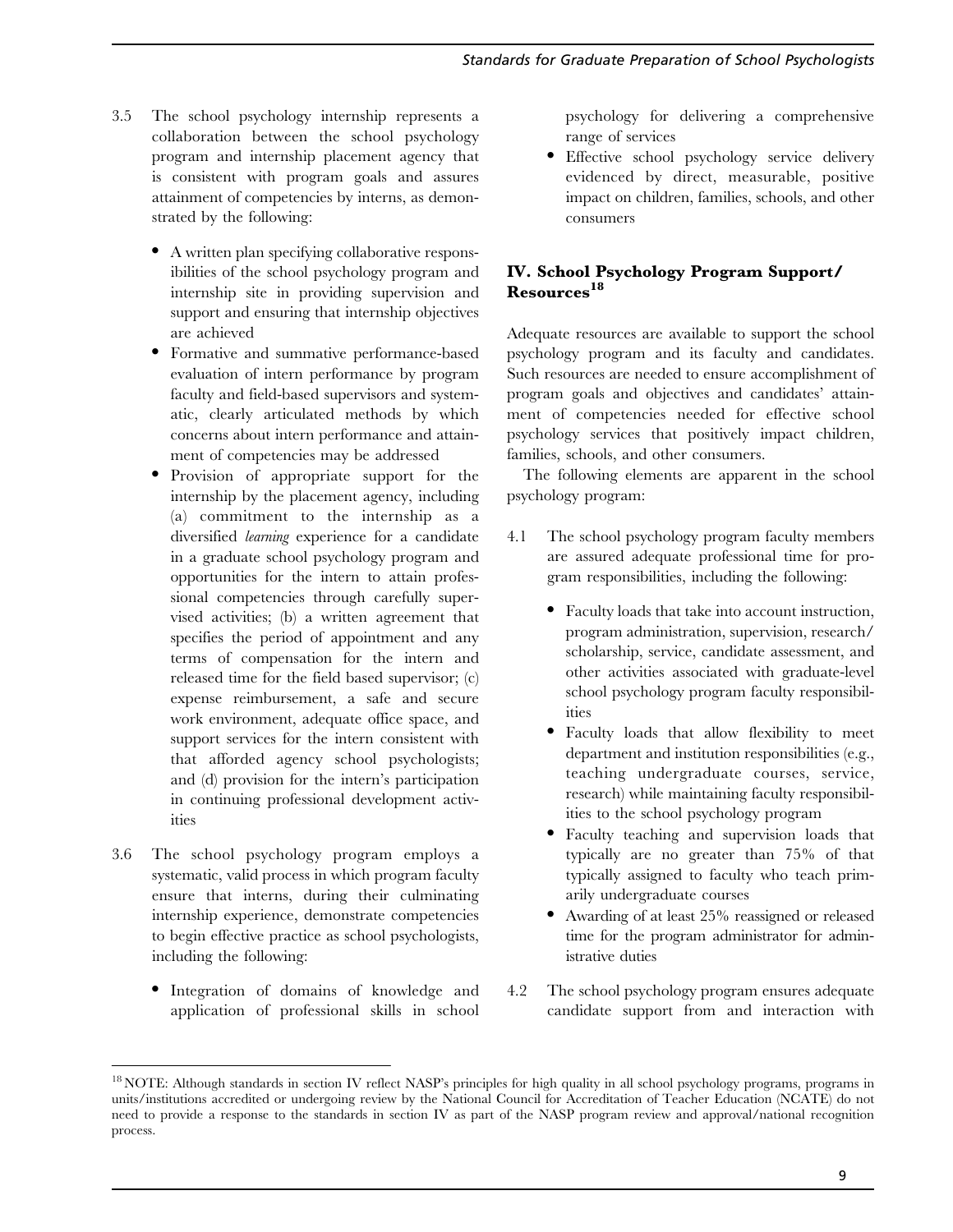3.5 The school psychology internship represents a collaboration between the school psychology program and internship placement agency that is consistent with program goals and assures attainment of competencies by interns, as demonstrated by the following:

- A written plan specifying collaborative responsibilities of the school psychology program and internship site in providing supervision and support and ensuring that internship objectives are achieved
- Formative and summative performance-based evaluation of intern performance by program faculty and field-based supervisors and systematic, clearly articulated methods by which concerns about intern performance and attainment of competencies may be addressed
- Provision of appropriate support for the internship by the placement agency, including (a) commitment to the internship as a diversified *learning* experience for a candidate in a graduate school psychology program and opportunities for the intern to attain professional competencies through carefully supervised activities; (b) a written agreement that specifies the period of appointment and any terms of compensation for the intern and released time for the field based supervisor; (c) expense reimbursement, a safe and secure work environment, adequate office space, and support services for the intern consistent with that afforded agency school psychologists; and (d) provision for the intern's participation in continuing professional development activities

3.6 The school psychology program employs a systematic, valid process in which program faculty ensure that interns, during their culminating internship experience, demonstrate competencies to begin effective practice as school psychologists, including the following:

- Integration of domains of knowledge and application of professional skills in school psychology for delivering a comprehensive range of services
- Effective school psychology service delivery evidenced by direct, measurable, positive impact on children, families, schools, and other consumers

## IV. School Psychology Program Support/ Resources[18]

Adequate resources are available to support the school psychology program and its faculty and candidates. Such resources are needed to ensure accomplishment of program goals and objectives and candidates' attainment of competencies needed for effective school psychology services that positively impact children, families, schools, and other consumers.

The following elements are apparent in the school psychology program:

4.1 The school psychology program faculty members are assured adequate professional time for program responsibilities, including the following:

- Faculty loads that take into account instruction, program administration, supervision, research/ scholarship, service, candidate assessment, and other activities associated with graduate-level school psychology program faculty responsibilities
- Faculty loads that allow flexibility to meet department and institution responsibilities (e.g., teaching undergraduate courses, service, research) while maintaining faculty responsibilities to the school psychology program
- Faculty teaching and supervision loads that typically are no greater than 75% of that typically assigned to faculty who teach primarily undergraduate courses
- Awarding of at least 25% reassigned or released time for the program administrator for administrative duties

4.2 The school psychology program ensures adequate candidate support from and interaction with

[18] NOTE: Although standards in section IV reflect NASP's principles for high quality in all school psychology programs, programs in units/institutions accredited or undergoing review by the National Council for Accreditation of Teacher Education (NCATE) do not need to provide a response to the standards in section IV as part of the NASP program review and approval/national recognition process.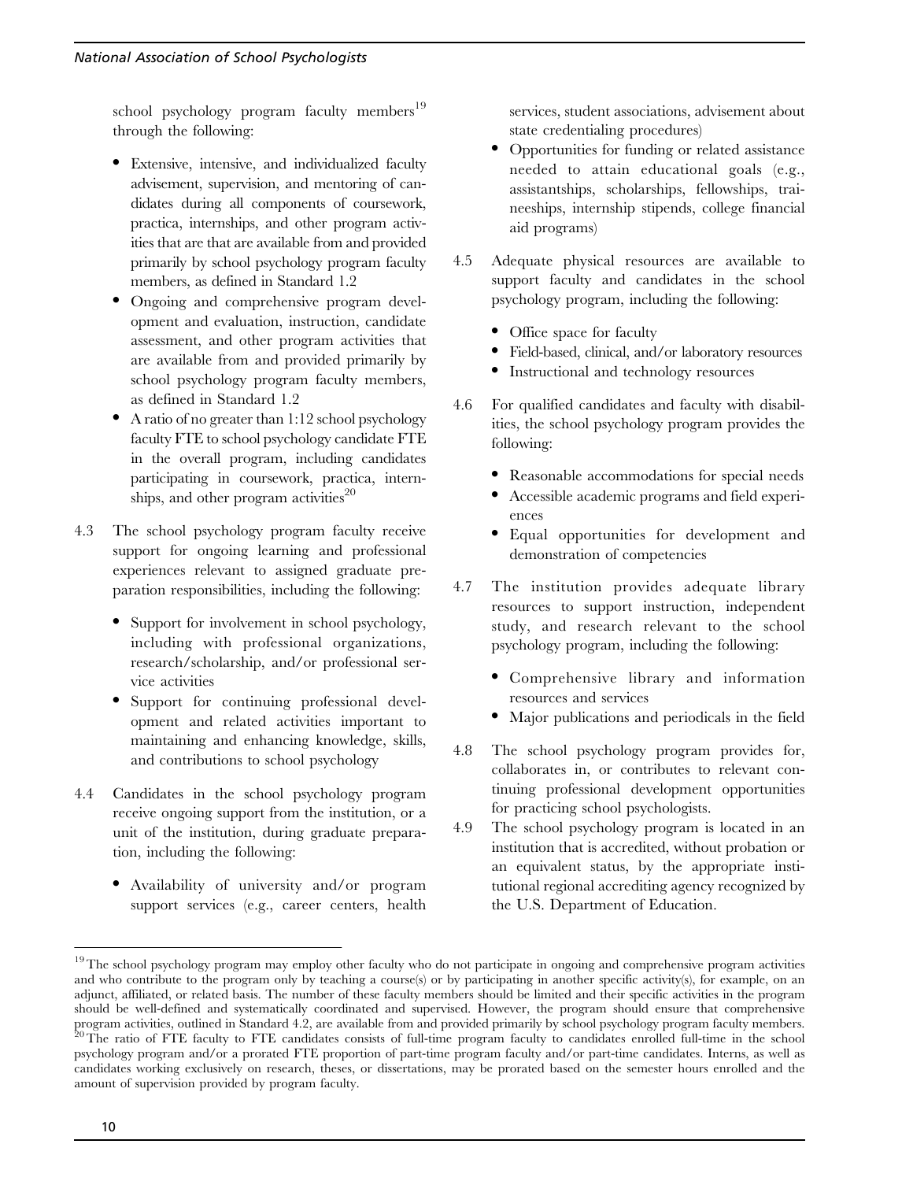school psychology program faculty members[19] through the following:

- Extensive, intensive, and individualized faculty advisement, supervision, and mentoring of candidates during all components of coursework, practica, internships, and other program activities that are that are available from and provided primarily by school psychology program faculty members, as defined in Standard 1.2
- Ongoing and comprehensive program development and evaluation, instruction, candidate assessment, and other program activities that are available from and provided primarily by school psychology program faculty members, as defined in Standard 1.2
- A ratio of no greater than 1:12 school psychology faculty FTE to school psychology candidate FTE in the overall program, including candidates participating in coursework, practica, internships, and other program activities[20]

4.3 The school psychology program faculty receive support for ongoing learning and professional experiences relevant to assigned graduate preparation responsibilities, including the following:

- Support for involvement in school psychology, including with professional organizations, research/scholarship, and/or professional service activities
- Support for continuing professional development and related activities important to maintaining and enhancing knowledge, skills, and contributions to school psychology

4.4 Candidates in the school psychology program receive ongoing support from the institution, or a unit of the institution, during graduate preparation, including the following:

- Availability of university and/or program support services (e.g., career centers, health services, student associations, advisement about state credentialing procedures)
- Opportunities for funding or related assistance needed to attain educational goals (e.g., assistantships, scholarships, fellowships, traineeships, internship stipends, college financial aid programs)

4.5 Adequate physical resources are available to support faculty and candidates in the school psychology program, including the following:

- Office space for faculty
- Field-based, clinical, and/or laboratory resources
- Instructional and technology resources

4.6 For qualified candidates and faculty with disabilities, the school psychology program provides the following:

- Reasonable accommodations for special needs
- Accessible academic programs and field experiences
- Equal opportunities for development and demonstration of competencies

4.7 The institution provides adequate library resources to support instruction, independent study, and research relevant to the school psychology program, including the following:

- Comprehensive library and information resources and services
- Major publications and periodicals in the field

4.8 The school psychology program provides for, collaborates in, or contributes to relevant continuing professional development opportunities for practicing school psychologists.

4.9 The school psychology program is located in an institution that is accredited, without probation or an equivalent status, by the appropriate institutional regional accrediting agency recognized by the U.S. Department of Education.

---

[19] The school psychology program may employ other faculty who do not participate in ongoing and comprehensive program activities and who contribute to the program only by teaching a course(s) or by participating in another specific activity(s), for example, on an adjunct, affiliated, or related basis. The number of these faculty members should be limited and their specific activities in the program should be well-defined and systematically coordinated and supervised. However, the program should ensure that comprehensive program activities, outlined in Standard 4.2, are available from and provided primarily by school psychology program faculty members.

[20] The ratio of FTE faculty to FTE candidates consists of full-time program faculty to candidates enrolled full-time in the school psychology program and/or a prorated FTE proportion of part-time program faculty and/or part-time candidates. Interns, as well as candidates working exclusively on research, theses, or dissertations, may be prorated based on the semester hours enrolled and the amount of supervision provided by program faculty.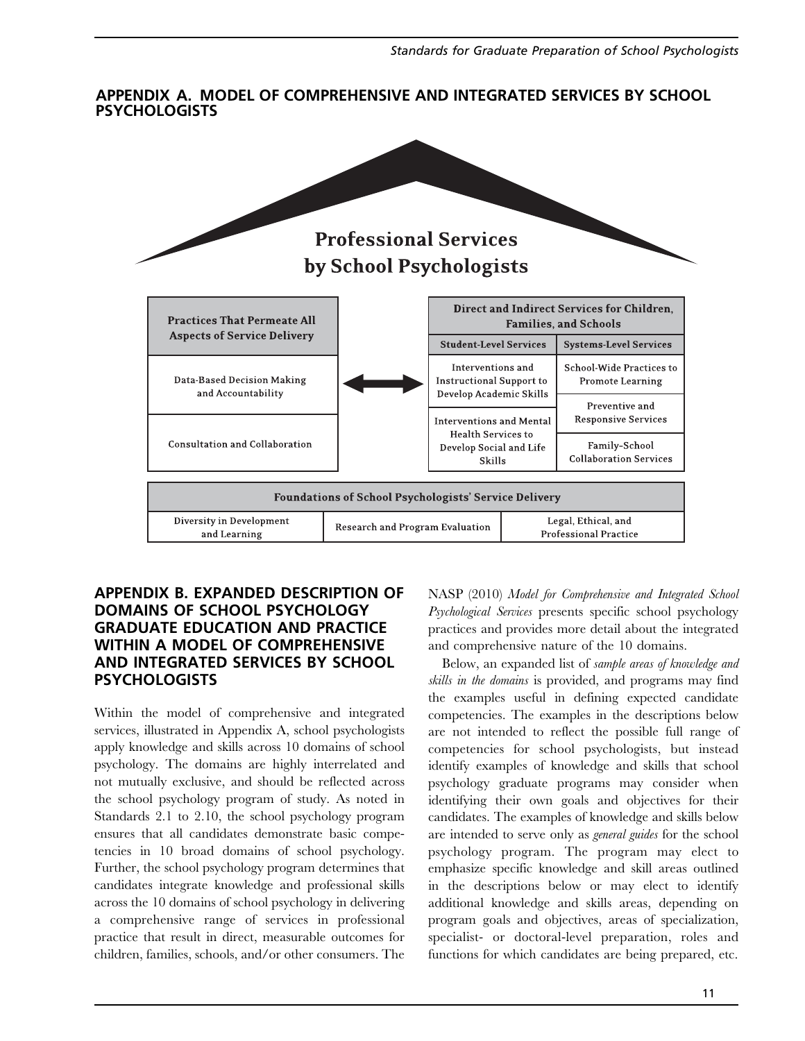## APPENDIX A. MODEL OF COMPREHENSIVE AND INTEGRATED SERVICES BY SCHOOL PSYCHOLOGISTS

**Professional Services by School Psychologists**

| Practices That Permeate All Aspects of Service Delivery |
| --- |
| Data-Based Decision Making and Accountability |
| Consultation and Collaboration |

↔

| Direct and Indirect Services for Children, Families, and Schools | |
| --- | --- |
| **Student-Level Services** | **Systems-Level Services** |
| Interventions and Instructional Support to Develop Academic Skills | School-Wide Practices to Promote Learning |
| | Preventive and Responsive Services |
| Interventions and Mental Health Services to Develop Social and Life Skills | Family-School Collaboration Services |

| Foundations of School Psychologists' Service Delivery | | |
| --- | --- | --- |
| Diversity in Development and Learning | Research and Program Evaluation | Legal, Ethical, and Professional Practice |

## APPENDIX B. EXPANDED DESCRIPTION OF DOMAINS OF SCHOOL PSYCHOLOGY GRADUATE EDUCATION AND PRACTICE WITHIN A MODEL OF COMPREHENSIVE AND INTEGRATED SERVICES BY SCHOOL PSYCHOLOGISTS

Within the model of comprehensive and integrated services, illustrated in Appendix A, school psychologists apply knowledge and skills across 10 domains of school psychology. The domains are highly interrelated and not mutually exclusive, and should be reflected across the school psychology program of study. As noted in Standards 2.1 to 2.10, the school psychology program ensures that all candidates demonstrate basic competencies in 10 broad domains of school psychology. Further, the school psychology program determines that candidates integrate knowledge and professional skills across the 10 domains of school psychology in delivering a comprehensive range of services in professional practice that result in direct, measurable outcomes for children, families, schools, and/or other consumers. The NASP (2010) *Model for Comprehensive and Integrated School Psychological Services* presents specific school psychology practices and provides more detail about the integrated and comprehensive nature of the 10 domains.

Below, an expanded list of *sample areas of knowledge and skills in the domains* is provided, and programs may find the examples useful in defining expected candidate competencies. The examples in the descriptions below are not intended to reflect the possible full range of competencies for school psychologists, but instead identify examples of knowledge and skills that school psychology graduate programs may consider when identifying their own goals and objectives for their candidates. The examples of knowledge and skills below are intended to serve only as *general guides* for the school psychology program. The program may elect to emphasize specific knowledge and skill areas outlined in the descriptions below or may elect to identify additional knowledge and skills areas, depending on program goals and objectives, areas of specialization, specialist- or doctoral-level preparation, roles and functions for which candidates are being prepared, etc.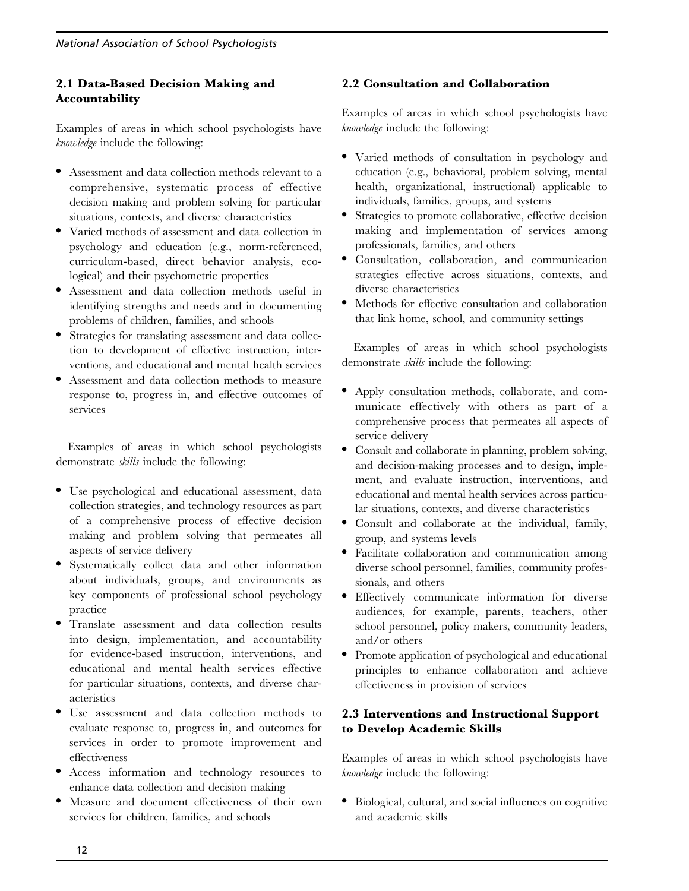### 2.1 Data-Based Decision Making and Accountability

Examples of areas in which school psychologists have *knowledge* include the following:

- Assessment and data collection methods relevant to a comprehensive, systematic process of effective decision making and problem solving for particular situations, contexts, and diverse characteristics
- Varied methods of assessment and data collection in psychology and education (e.g., norm-referenced, curriculum-based, direct behavior analysis, ecological) and their psychometric properties
- Assessment and data collection methods useful in identifying strengths and needs and in documenting problems of children, families, and schools
- Strategies for translating assessment and data collection to development of effective instruction, interventions, and educational and mental health services
- Assessment and data collection methods to measure response to, progress in, and effective outcomes of services

Examples of areas in which school psychologists demonstrate *skills* include the following:

- Use psychological and educational assessment, data collection strategies, and technology resources as part of a comprehensive process of effective decision making and problem solving that permeates all aspects of service delivery
- Systematically collect data and other information about individuals, groups, and environments as key components of professional school psychology practice
- Translate assessment and data collection results into design, implementation, and accountability for evidence-based instruction, interventions, and educational and mental health services effective for particular situations, contexts, and diverse characteristics
- Use assessment and data collection methods to evaluate response to, progress in, and outcomes for services in order to promote improvement and effectiveness
- Access information and technology resources to enhance data collection and decision making
- Measure and document effectiveness of their own services for children, families, and schools

### 2.2 Consultation and Collaboration

Examples of areas in which school psychologists have *knowledge* include the following:

- Varied methods of consultation in psychology and education (e.g., behavioral, problem solving, mental health, organizational, instructional) applicable to individuals, families, groups, and systems
- Strategies to promote collaborative, effective decision making and implementation of services among professionals, families, and others
- Consultation, collaboration, and communication strategies effective across situations, contexts, and diverse characteristics
- Methods for effective consultation and collaboration that link home, school, and community settings

Examples of areas in which school psychologists demonstrate *skills* include the following:

- Apply consultation methods, collaborate, and communicate effectively with others as part of a comprehensive process that permeates all aspects of service delivery
- Consult and collaborate in planning, problem solving, and decision-making processes and to design, implement, and evaluate instruction, interventions, and educational and mental health services across particular situations, contexts, and diverse characteristics
- Consult and collaborate at the individual, family, group, and systems levels
- Facilitate collaboration and communication among diverse school personnel, families, community professionals, and others
- Effectively communicate information for diverse audiences, for example, parents, teachers, other school personnel, policy makers, community leaders, and/or others
- Promote application of psychological and educational principles to enhance collaboration and achieve effectiveness in provision of services

### 2.3 Interventions and Instructional Support to Develop Academic Skills

Examples of areas in which school psychologists have *knowledge* include the following:

- Biological, cultural, and social influences on cognitive and academic skills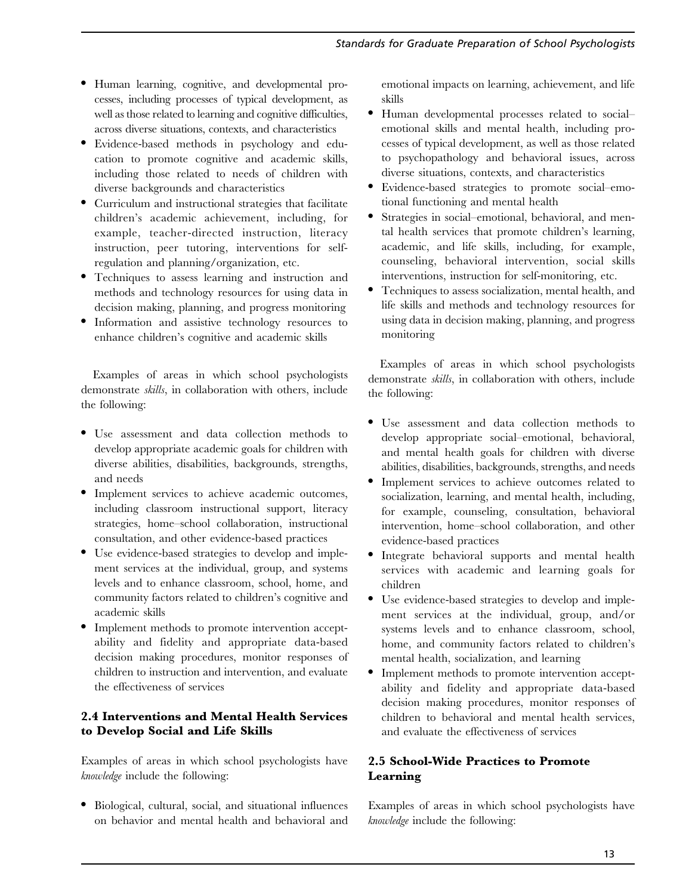- Human learning, cognitive, and developmental processes, including processes of typical development, as well as those related to learning and cognitive difficulties, across diverse situations, contexts, and characteristics
- Evidence-based methods in psychology and education to promote cognitive and academic skills, including those related to needs of children with diverse backgrounds and characteristics
- Curriculum and instructional strategies that facilitate children's academic achievement, including, for example, teacher-directed instruction, literacy instruction, peer tutoring, interventions for self-regulation and planning/organization, etc.
- Techniques to assess learning and instruction and methods and technology resources for using data in decision making, planning, and progress monitoring
- Information and assistive technology resources to enhance children's cognitive and academic skills

Examples of areas in which school psychologists demonstrate *skills*, in collaboration with others, include the following:

- Use assessment and data collection methods to develop appropriate academic goals for children with diverse abilities, disabilities, backgrounds, strengths, and needs
- Implement services to achieve academic outcomes, including classroom instructional support, literacy strategies, home–school collaboration, instructional consultation, and other evidence-based practices
- Use evidence-based strategies to develop and implement services at the individual, group, and systems levels and to enhance classroom, school, home, and community factors related to children's cognitive and academic skills
- Implement methods to promote intervention acceptability and fidelity and appropriate data-based decision making procedures, monitor responses of children to instruction and intervention, and evaluate the effectiveness of services

### 2.4 Interventions and Mental Health Services to Develop Social and Life Skills

Examples of areas in which school psychologists have *knowledge* include the following:

- Biological, cultural, social, and situational influences on behavior and mental health and behavioral and emotional impacts on learning, achievement, and life skills
- Human developmental processes related to social–emotional skills and mental health, including processes of typical development, as well as those related to psychopathology and behavioral issues, across diverse situations, contexts, and characteristics
- Evidence-based strategies to promote social–emotional functioning and mental health
- Strategies in social–emotional, behavioral, and mental health services that promote children's learning, academic, and life skills, including, for example, counseling, behavioral intervention, social skills interventions, instruction for self-monitoring, etc.
- Techniques to assess socialization, mental health, and life skills and methods and technology resources for using data in decision making, planning, and progress monitoring

Examples of areas in which school psychologists demonstrate *skills*, in collaboration with others, include the following:

- Use assessment and data collection methods to develop appropriate social–emotional, behavioral, and mental health goals for children with diverse abilities, disabilities, backgrounds, strengths, and needs
- Implement services to achieve outcomes related to socialization, learning, and mental health, including, for example, counseling, consultation, behavioral intervention, home–school collaboration, and other evidence-based practices
- Integrate behavioral supports and mental health services with academic and learning goals for children
- Use evidence-based strategies to develop and implement services at the individual, group, and/or systems levels and to enhance classroom, school, home, and community factors related to children's mental health, socialization, and learning
- Implement methods to promote intervention acceptability and fidelity and appropriate data-based decision making procedures, monitor responses of children to behavioral and mental health services, and evaluate the effectiveness of services

### 2.5 School-Wide Practices to Promote Learning

Examples of areas in which school psychologists have *knowledge* include the following: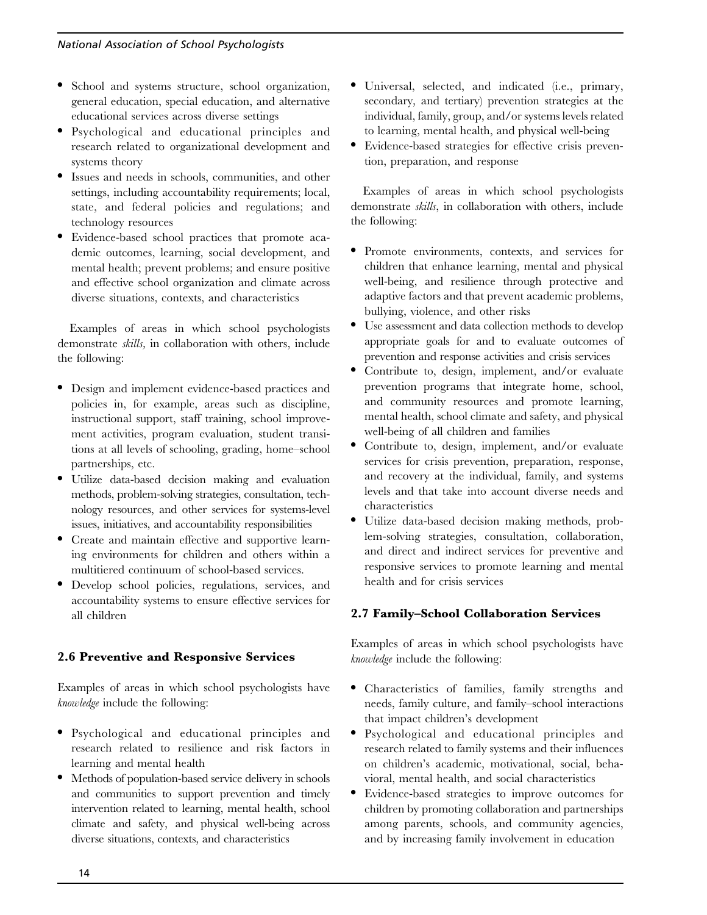- School and systems structure, school organization, general education, special education, and alternative educational services across diverse settings
- Psychological and educational principles and research related to organizational development and systems theory
- Issues and needs in schools, communities, and other settings, including accountability requirements; local, state, and federal policies and regulations; and technology resources
- Evidence-based school practices that promote academic outcomes, learning, social development, and mental health; prevent problems; and ensure positive and effective school organization and climate across diverse situations, contexts, and characteristics

Examples of areas in which school psychologists demonstrate *skills*, in collaboration with others, include the following:

- Design and implement evidence-based practices and policies in, for example, areas such as discipline, instructional support, staff training, school improvement activities, program evaluation, student transitions at all levels of schooling, grading, home–school partnerships, etc.
- Utilize data-based decision making and evaluation methods, problem-solving strategies, consultation, technology resources, and other services for systems-level issues, initiatives, and accountability responsibilities
- Create and maintain effective and supportive learning environments for children and others within a multitiered continuum of school-based services.
- Develop school policies, regulations, services, and accountability systems to ensure effective services for all children

### 2.6 Preventive and Responsive Services

Examples of areas in which school psychologists have *knowledge* include the following:

- Psychological and educational principles and research related to resilience and risk factors in learning and mental health
- Methods of population-based service delivery in schools and communities to support prevention and timely intervention related to learning, mental health, school climate and safety, and physical well-being across diverse situations, contexts, and characteristics
- Universal, selected, and indicated (i.e., primary, secondary, and tertiary) prevention strategies at the individual, family, group, and/or systems levels related to learning, mental health, and physical well-being
- Evidence-based strategies for effective crisis prevention, preparation, and response

Examples of areas in which school psychologists demonstrate *skills*, in collaboration with others, include the following:

- Promote environments, contexts, and services for children that enhance learning, mental and physical well-being, and resilience through protective and adaptive factors and that prevent academic problems, bullying, violence, and other risks
- Use assessment and data collection methods to develop appropriate goals for and to evaluate outcomes of prevention and response activities and crisis services
- Contribute to, design, implement, and/or evaluate prevention programs that integrate home, school, and community resources and promote learning, mental health, school climate and safety, and physical well-being of all children and families
- Contribute to, design, implement, and/or evaluate services for crisis prevention, preparation, response, and recovery at the individual, family, and systems levels and that take into account diverse needs and characteristics
- Utilize data-based decision making methods, problem-solving strategies, consultation, collaboration, and direct and indirect services for preventive and responsive services to promote learning and mental health and for crisis services

### 2.7 Family–School Collaboration Services

Examples of areas in which school psychologists have *knowledge* include the following:

- Characteristics of families, family strengths and needs, family culture, and family–school interactions that impact children's development
- Psychological and educational principles and research related to family systems and their influences on children's academic, motivational, social, behavioral, mental health, and social characteristics
- Evidence-based strategies to improve outcomes for children by promoting collaboration and partnerships among parents, schools, and community agencies, and by increasing family involvement in education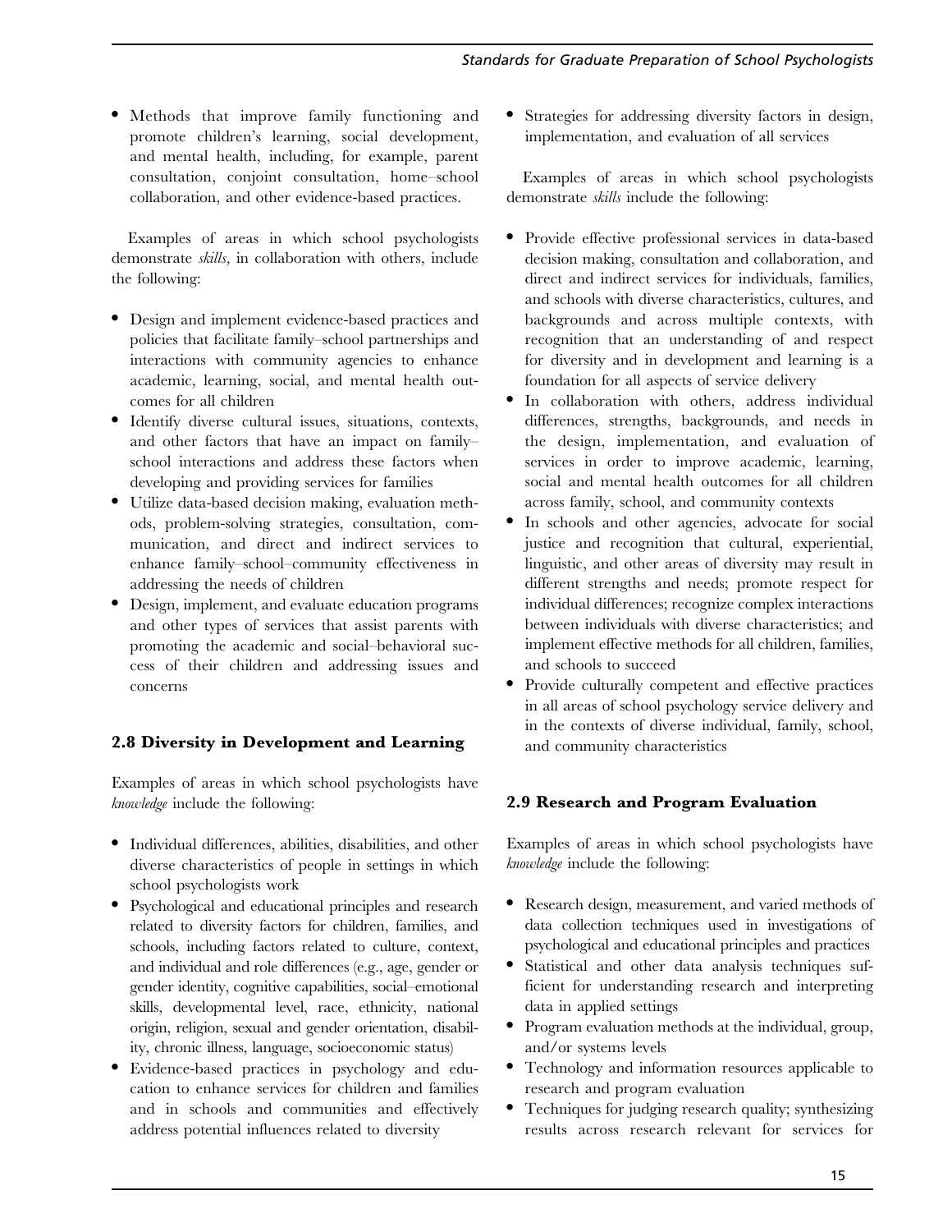- Methods that improve family functioning and promote children's learning, social development, and mental health, including, for example, parent consultation, conjoint consultation, home–school collaboration, and other evidence-based practices.

Examples of areas in which school psychologists demonstrate *skills*, in collaboration with others, include the following:

- Design and implement evidence-based practices and policies that facilitate family–school partnerships and interactions with community agencies to enhance academic, learning, social, and mental health outcomes for all children
- Identify diverse cultural issues, situations, contexts, and other factors that have an impact on family–school interactions and address these factors when developing and providing services for families
- Utilize data-based decision making, evaluation methods, problem-solving strategies, consultation, communication, and direct and indirect services to enhance family–school–community effectiveness in addressing the needs of children
- Design, implement, and evaluate education programs and other types of services that assist parents with promoting the academic and social–behavioral success of their children and addressing issues and concerns

### 2.8 Diversity in Development and Learning

Examples of areas in which school psychologists have *knowledge* include the following:

- Individual differences, abilities, disabilities, and other diverse characteristics of people in settings in which school psychologists work
- Psychological and educational principles and research related to diversity factors for children, families, and schools, including factors related to culture, context, and individual and role differences (e.g., age, gender or gender identity, cognitive capabilities, social–emotional skills, developmental level, race, ethnicity, national origin, religion, sexual and gender orientation, disability, chronic illness, language, socioeconomic status)
- Evidence-based practices in psychology and education to enhance services for children and families and in schools and communities and effectively address potential influences related to diversity
- Strategies for addressing diversity factors in design, implementation, and evaluation of all services

Examples of areas in which school psychologists demonstrate *skills* include the following:

- Provide effective professional services in data-based decision making, consultation and collaboration, and direct and indirect services for individuals, families, and schools with diverse characteristics, cultures, and backgrounds and across multiple contexts, with recognition that an understanding of and respect for diversity and in development and learning is a foundation for all aspects of service delivery
- In collaboration with others, address individual differences, strengths, backgrounds, and needs in the design, implementation, and evaluation of services in order to improve academic, learning, social and mental health outcomes for all children across family, school, and community contexts
- In schools and other agencies, advocate for social justice and recognition that cultural, experiential, linguistic, and other areas of diversity may result in different strengths and needs; promote respect for individual differences; recognize complex interactions between individuals with diverse characteristics; and implement effective methods for all children, families, and schools to succeed
- Provide culturally competent and effective practices in all areas of school psychology service delivery and in the contexts of diverse individual, family, school, and community characteristics

### 2.9 Research and Program Evaluation

Examples of areas in which school psychologists have *knowledge* include the following:

- Research design, measurement, and varied methods of data collection techniques used in investigations of psychological and educational principles and practices
- Statistical and other data analysis techniques sufficient for understanding research and interpreting data in applied settings
- Program evaluation methods at the individual, group, and/or systems levels
- Technology and information resources applicable to research and program evaluation
- Techniques for judging research quality; synthesizing results across research relevant for services for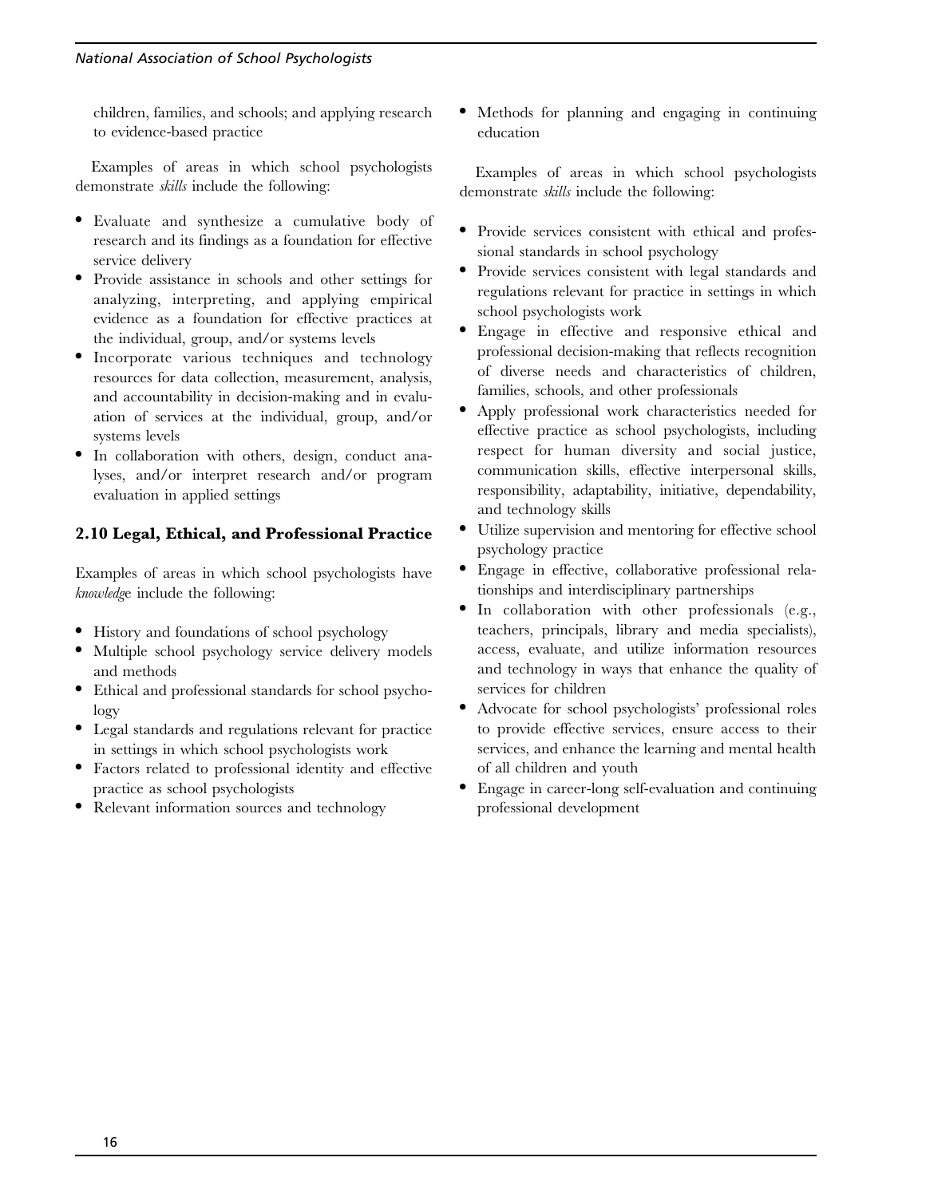children, families, and schools; and applying research to evidence-based practice

Examples of areas in which school psychologists demonstrate *skills* include the following:

- Evaluate and synthesize a cumulative body of research and its findings as a foundation for effective service delivery
- Provide assistance in schools and other settings for analyzing, interpreting, and applying empirical evidence as a foundation for effective practices at the individual, group, and/or systems levels
- Incorporate various techniques and technology resources for data collection, measurement, analysis, and accountability in decision-making and in evaluation of services at the individual, group, and/or systems levels
- In collaboration with others, design, conduct analyses, and/or interpret research and/or program evaluation in applied settings

### 2.10 Legal, Ethical, and Professional Practice

Examples of areas in which school psychologists have *knowledge* include the following:

- History and foundations of school psychology
- Multiple school psychology service delivery models and methods
- Ethical and professional standards for school psychology
- Legal standards and regulations relevant for practice in settings in which school psychologists work
- Factors related to professional identity and effective practice as school psychologists
- Relevant information sources and technology
- Methods for planning and engaging in continuing education

Examples of areas in which school psychologists demonstrate *skills* include the following:

- Provide services consistent with ethical and professional standards in school psychology
- Provide services consistent with legal standards and regulations relevant for practice in settings in which school psychologists work
- Engage in effective and responsive ethical and professional decision-making that reflects recognition of diverse needs and characteristics of children, families, schools, and other professionals
- Apply professional work characteristics needed for effective practice as school psychologists, including respect for human diversity and social justice, communication skills, effective interpersonal skills, responsibility, adaptability, initiative, dependability, and technology skills
- Utilize supervision and mentoring for effective school psychology practice
- Engage in effective, collaborative professional relationships and interdisciplinary partnerships
- In collaboration with other professionals (e.g., teachers, principals, library and media specialists), access, evaluate, and utilize information resources and technology in ways that enhance the quality of services for children
- Advocate for school psychologists' professional roles to provide effective services, ensure access to their services, and enhance the learning and mental health of all children and youth
- Engage in career-long self-evaluation and continuing professional development